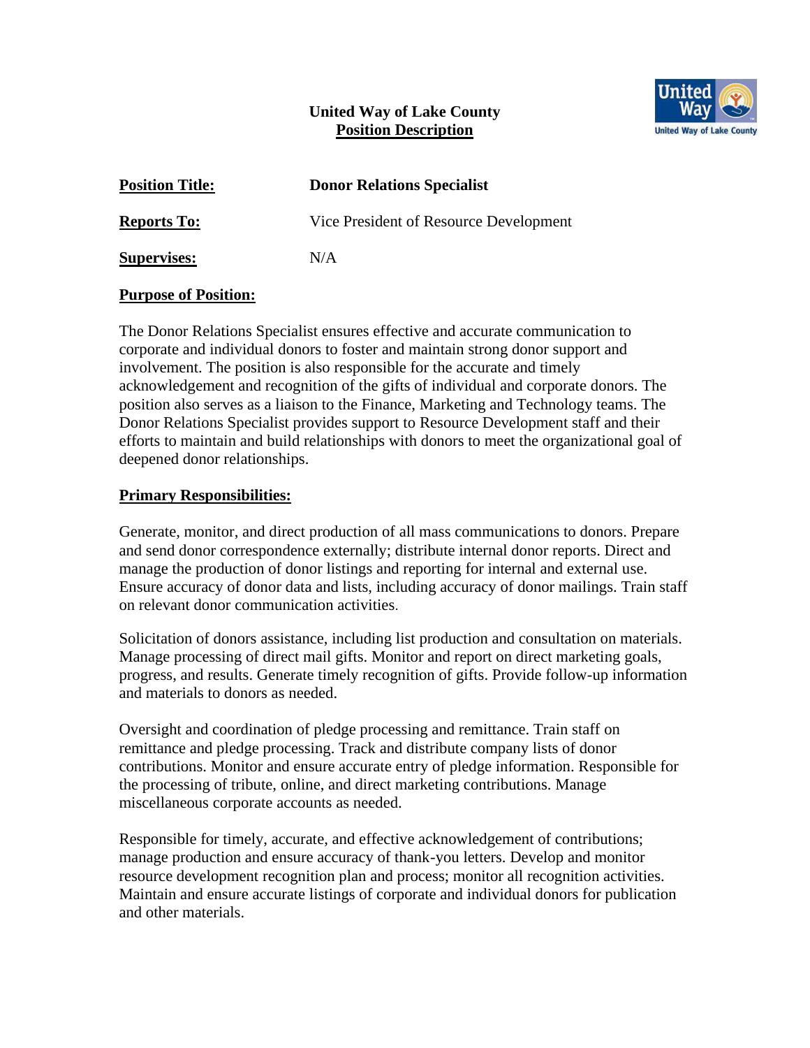# United Way of Lake County

## Position Description

**Position Title:** **Donor Relations Specialist**

**Reports To:** Vice President of Resource Development

**Supervises:** N/A

**Purpose of Position:**

The Donor Relations Specialist ensures effective and accurate communication to corporate and individual donors to foster and maintain strong donor support and involvement. The position is also responsible for the accurate and timely acknowledgement and recognition of the gifts of individual and corporate donors. The position also serves as a liaison to the Finance, Marketing and Technology teams. The Donor Relations Specialist provides support to Resource Development staff and their efforts to maintain and build relationships with donors to meet the organizational goal of deepened donor relationships.

**Primary Responsibilities:**

Generate, monitor, and direct production of all mass communications to donors. Prepare and send donor correspondence externally; distribute internal donor reports. Direct and manage the production of donor listings and reporting for internal and external use. Ensure accuracy of donor data and lists, including accuracy of donor mailings. Train staff on relevant donor communication activities.

Solicitation of donors assistance, including list production and consultation on materials. Manage processing of direct mail gifts. Monitor and report on direct marketing goals, progress, and results. Generate timely recognition of gifts. Provide follow-up information and materials to donors as needed.

Oversight and coordination of pledge processing and remittance. Train staff on remittance and pledge processing. Track and distribute company lists of donor contributions. Monitor and ensure accurate entry of pledge information. Responsible for the processing of tribute, online, and direct marketing contributions. Manage miscellaneous corporate accounts as needed.

Responsible for timely, accurate, and effective acknowledgement of contributions; manage production and ensure accuracy of thank-you letters. Develop and monitor resource development recognition plan and process; monitor all recognition activities. Maintain and ensure accurate listings of corporate and individual donors for publication and other materials.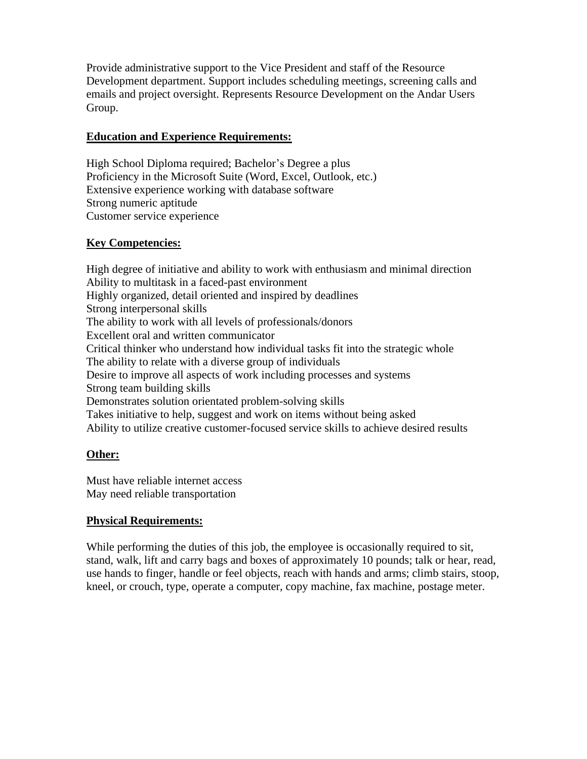Provide administrative support to the Vice President and staff of the Resource Development department. Support includes scheduling meetings, screening calls and emails and project oversight. Represents Resource Development on the Andar Users Group.

**Education and Experience Requirements:**

High School Diploma required; Bachelor's Degree a plus
Proficiency in the Microsoft Suite (Word, Excel, Outlook, etc.)
Extensive experience working with database software
Strong numeric aptitude
Customer service experience

**Key Competencies:**

High degree of initiative and ability to work with enthusiasm and minimal direction
Ability to multitask in a faced-past environment
Highly organized, detail oriented and inspired by deadlines
Strong interpersonal skills
The ability to work with all levels of professionals/donors
Excellent oral and written communicator
Critical thinker who understand how individual tasks fit into the strategic whole
The ability to relate with a diverse group of individuals
Desire to improve all aspects of work including processes and systems
Strong team building skills
Demonstrates solution orientated problem-solving skills
Takes initiative to help, suggest and work on items without being asked
Ability to utilize creative customer-focused service skills to achieve desired results

**Other:**

Must have reliable internet access
May need reliable transportation

**Physical Requirements:**

While performing the duties of this job, the employee is occasionally required to sit, stand, walk, lift and carry bags and boxes of approximately 10 pounds; talk or hear, read, use hands to finger, handle or feel objects, reach with hands and arms; climb stairs, stoop, kneel, or crouch, type, operate a computer, copy machine, fax machine, postage meter.